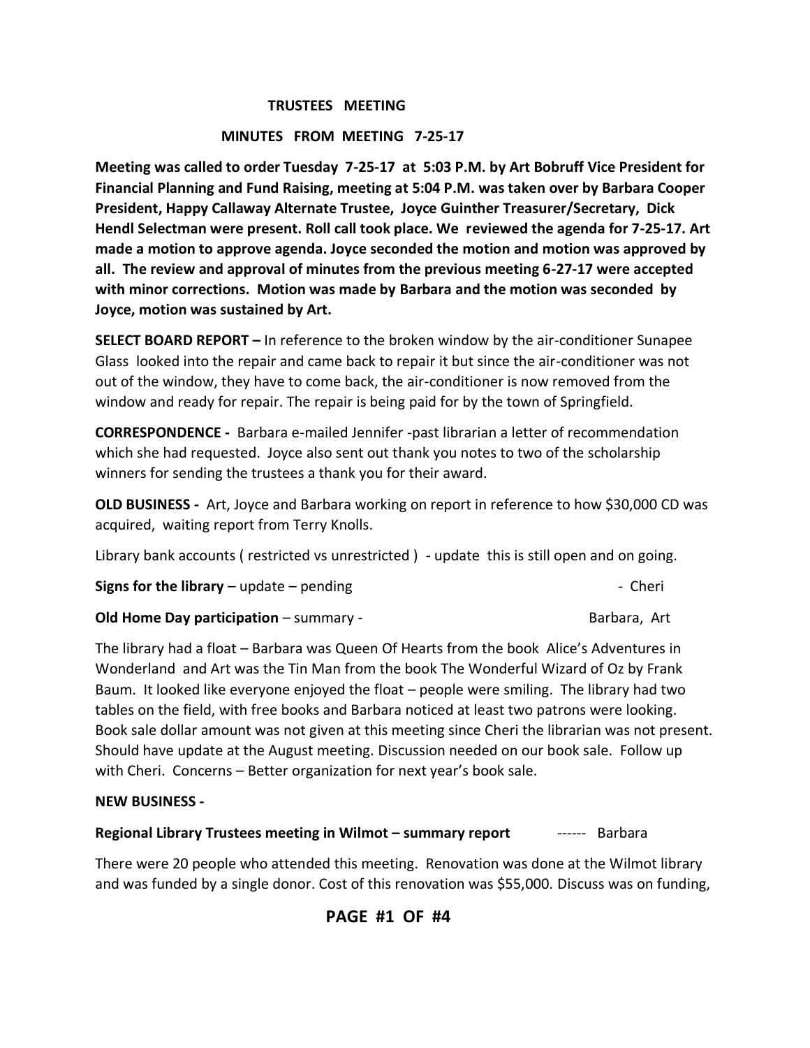**TRUSTEES MEETING**

**MINUTES FROM MEETING 7-25-17**

**Meeting was called to order Tuesday 7-25-17 at 5:03 P.M. by Art Bobruff Vice President for Financial Planning and Fund Raising, meeting at 5:04 P.M. was taken over by Barbara Cooper President, Happy Callaway Alternate Trustee, Joyce Guinther Treasurer/Secretary, Dick Hendl Selectman were present. Roll call took place. We reviewed the agenda for 7-25-17. Art made a motion to approve agenda. Joyce seconded the motion and motion was approved by all. The review and approval of minutes from the previous meeting 6-27-17 were accepted with minor corrections. Motion was made by Barbara and the motion was seconded by Joyce, motion was sustained by Art.**

**SELECT BOARD REPORT –** In reference to the broken window by the air-conditioner Sunapee Glass looked into the repair and came back to repair it but since the air-conditioner was not out of the window, they have to come back, the air-conditioner is now removed from the window and ready for repair. The repair is being paid for by the town of Springfield.

**CORRESPONDENCE -** Barbara e-mailed Jennifer -past librarian a letter of recommendation which she had requested. Joyce also sent out thank you notes to two of the scholarship winners for sending the trustees a thank you for their award.

**OLD BUSINESS -** Art, Joyce and Barbara working on report in reference to how $30,000 CD was acquired, waiting report from Terry Knolls.

Library bank accounts ( restricted vs unrestricted ) - update this is still open and on going.

**Signs for the library** – update – pending - Cheri

**Old Home Day participation** – summary - Barbara, Art

The library had a float – Barbara was Queen Of Hearts from the book Alice's Adventures in Wonderland and Art was the Tin Man from the book The Wonderful Wizard of Oz by Frank Baum. It looked like everyone enjoyed the float – people were smiling. The library had two tables on the field, with free books and Barbara noticed at least two patrons were looking. Book sale dollar amount was not given at this meeting since Cheri the librarian was not present. Should have update at the August meeting. Discussion needed on our book sale. Follow up with Cheri. Concerns – Better organization for next year's book sale.

**NEW BUSINESS -**

**Regional Library Trustees meeting in Wilmot – summary report** ------ Barbara

There were 20 people who attended this meeting. Renovation was done at the Wilmot library and was funded by a single donor. Cost of this renovation was $55,000. Discuss was on funding,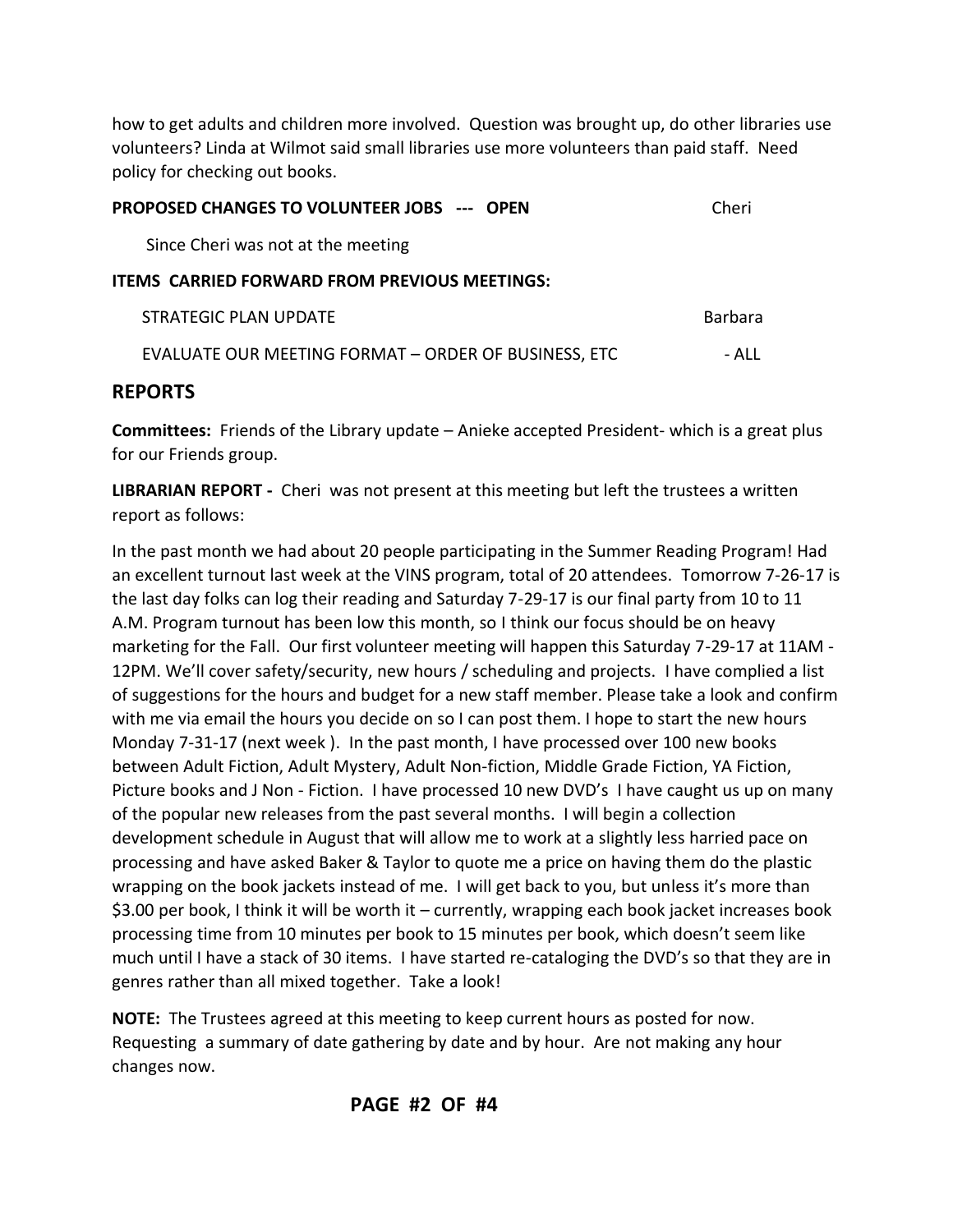how to get adults and children more involved. Question was brought up, do other libraries use volunteers? Linda at Wilmot said small libraries use more volunteers than paid staff. Need policy for checking out books.

**PROPOSED CHANGES TO VOLUNTEER JOBS --- OPEN** Cheri

Since Cheri was not at the meeting

**ITEMS CARRIED FORWARD FROM PREVIOUS MEETINGS:**

STRATEGIC PLAN UPDATE Barbara

EVALUATE OUR MEETING FORMAT – ORDER OF BUSINESS, ETC - ALL

## REPORTS

**Committees:** Friends of the Library update – Anieke accepted President- which is a great plus for our Friends group.

**LIBRARIAN REPORT -** Cheri was not present at this meeting but left the trustees a written report as follows:

In the past month we had about 20 people participating in the Summer Reading Program! Had an excellent turnout last week at the VINS program, total of 20 attendees. Tomorrow 7-26-17 is the last day folks can log their reading and Saturday 7-29-17 is our final party from 10 to 11 A.M. Program turnout has been low this month, so I think our focus should be on heavy marketing for the Fall. Our first volunteer meeting will happen this Saturday 7-29-17 at 11AM - 12PM. We'll cover safety/security, new hours / scheduling and projects. I have complied a list of suggestions for the hours and budget for a new staff member. Please take a look and confirm with me via email the hours you decide on so I can post them. I hope to start the new hours Monday 7-31-17 (next week ). In the past month, I have processed over 100 new books between Adult Fiction, Adult Mystery, Adult Non-fiction, Middle Grade Fiction, YA Fiction, Picture books and J Non - Fiction. I have processed 10 new DVD's I have caught us up on many of the popular new releases from the past several months. I will begin a collection development schedule in August that will allow me to work at a slightly less harried pace on processing and have asked Baker & Taylor to quote me a price on having them do the plastic wrapping on the book jackets instead of me. I will get back to you, but unless it's more than $3.00 per book, I think it will be worth it – currently, wrapping each book jacket increases book processing time from 10 minutes per book to 15 minutes per book, which doesn't seem like much until I have a stack of 30 items. I have started re-cataloging the DVD's so that they are in genres rather than all mixed together. Take a look!

**NOTE:** The Trustees agreed at this meeting to keep current hours as posted for now. Requesting a summary of date gathering by date and by hour. Are not making any hour changes now.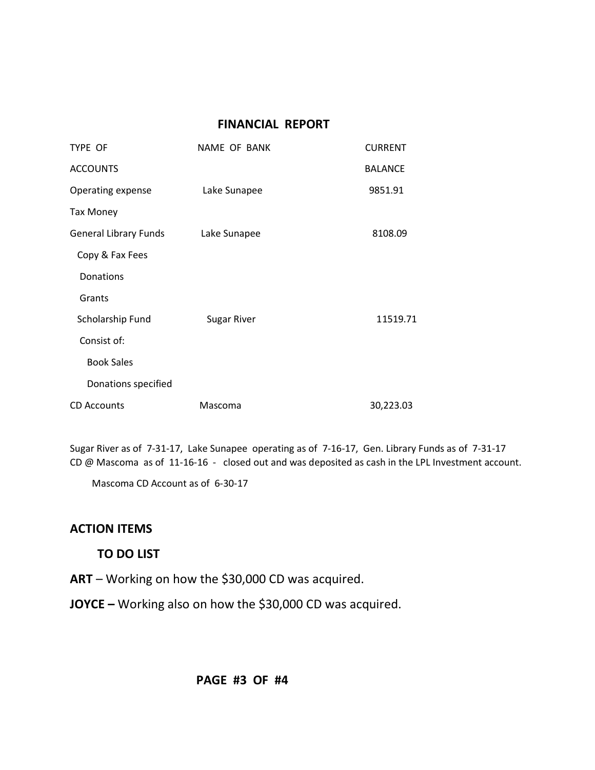## FINANCIAL REPORT

| TYPE OF ACCOUNTS | NAME OF BANK | CURRENT BALANCE |
|---|---|---|
| Operating expense | Lake Sunapee | 9851.91 |
| Tax Money | | |
| General Library Funds | Lake Sunapee | 8108.09 |
| Copy & Fax Fees | | |
| Donations | | |
| Grants | | |
| Scholarship Fund | Sugar River | 11519.71 |
| Consist of: | | |
| Book Sales | | |
| Donations specified | | |
| CD Accounts | Mascoma | 30,223.03 |

Sugar River as of 7-31-17, Lake Sunapee operating as of 7-16-17, Gen. Library Funds as of 7-31-17
CD @ Mascoma as of 11-16-16 - closed out and was deposited as cash in the LPL Investment account.

Mascoma CD Account as of 6-30-17

## ACTION ITEMS

### TO DO LIST

**ART** – Working on how the $30,000 CD was acquired.

**JOYCE –** Working also on how the $30,000 CD was acquired.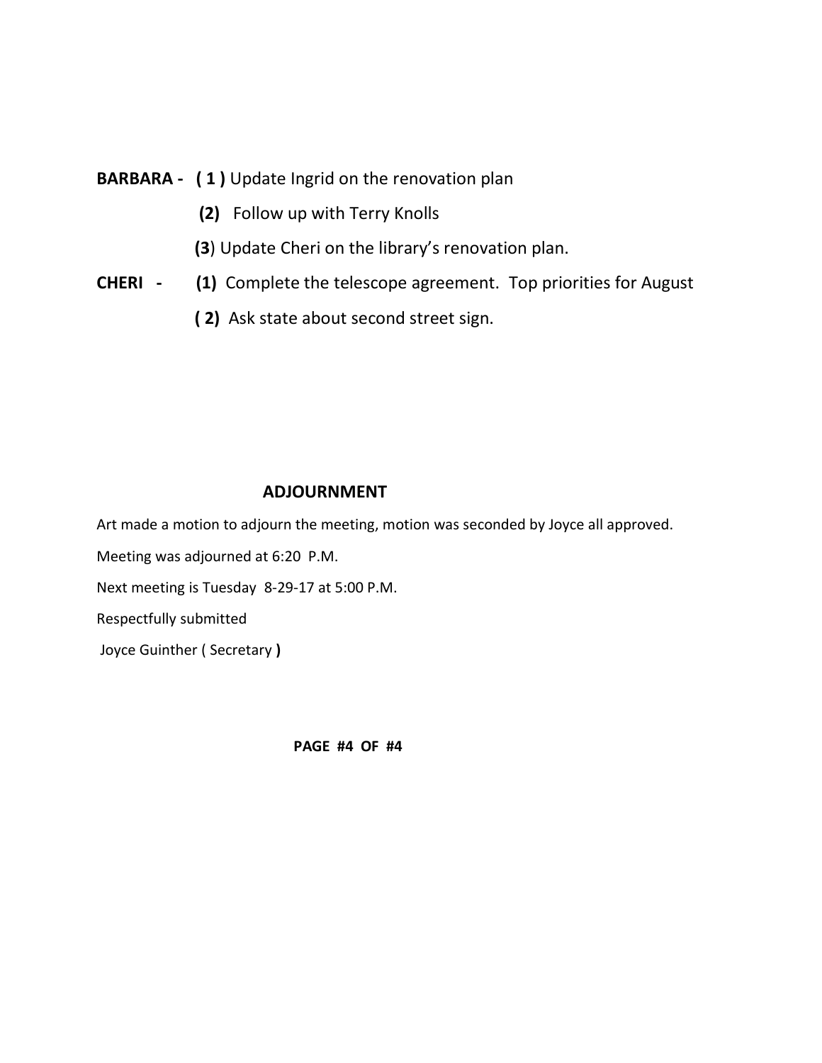**BARBARA -** **( 1 )** Update Ingrid on the renovation plan

**(2)** Follow up with Terry Knolls

**(3**) Update Cheri on the library's renovation plan.

**CHERI -** **(1)** Complete the telescope agreement. Top priorities for August

**( 2)** Ask state about second street sign.

## ADJOURNMENT

Art made a motion to adjourn the meeting, motion was seconded by Joyce all approved.

Meeting was adjourned at 6:20 P.M.

Next meeting is Tuesday 8-29-17 at 5:00 P.M.

Respectfully submitted

Joyce Guinther ( Secretary **)**